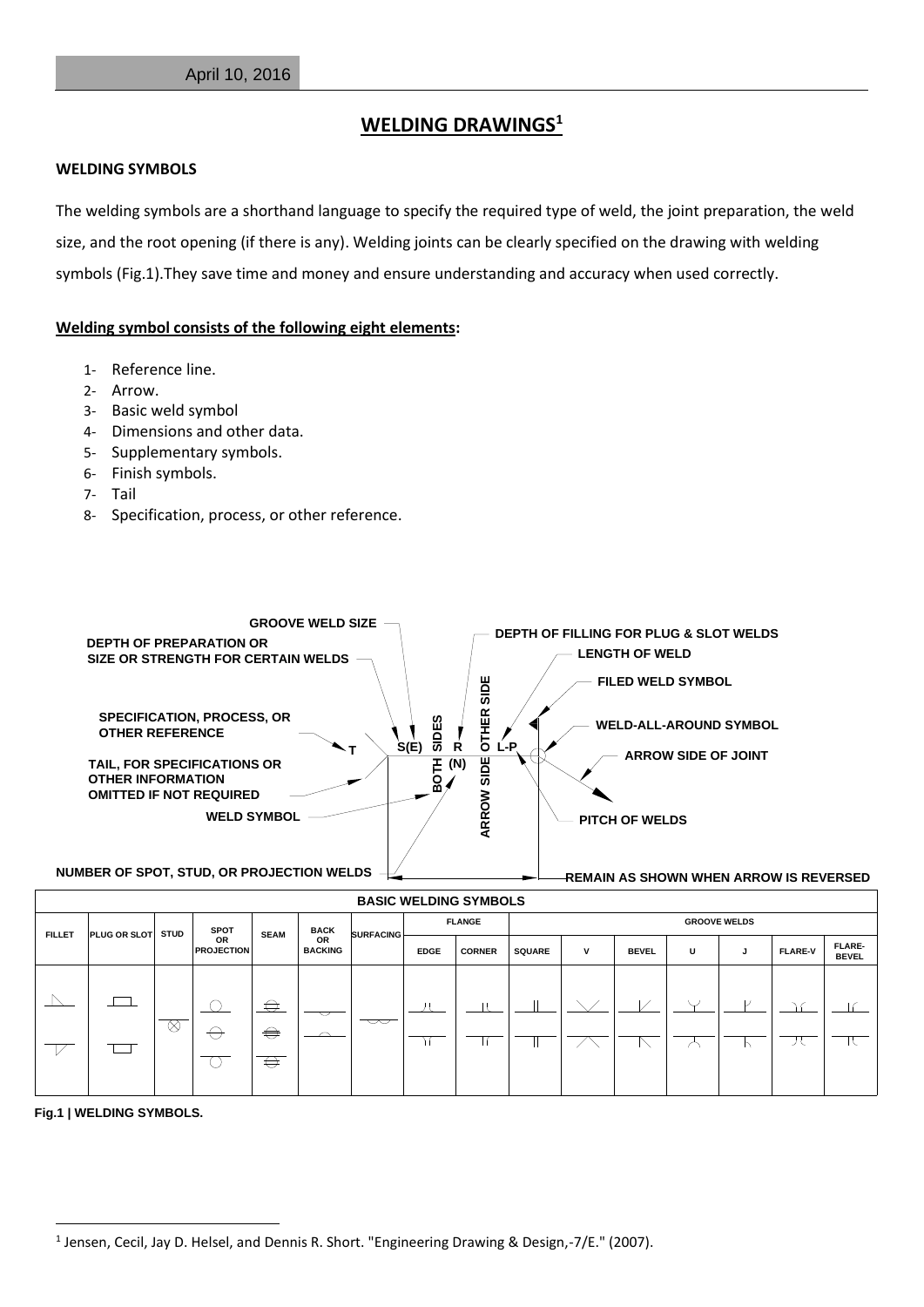# WELDING DRAWINGS[1]

**WELDING SYMBOLS**

The welding symbols are a shorthand language to specify the required type of weld, the joint preparation, the weld size, and the root opening (if there is any). Welding joints can be clearly specified on the drawing with welding symbols (Fig.1).They save time and money and ensure understanding and accuracy when used correctly.

**Welding symbol consists of the following eight elements:**

1- Reference line.
2- Arrow.
3- Basic weld symbol
4- Dimensions and other data.
5- Supplementary symbols.
6- Finish symbols.
7- Tail
8- Specification, process, or other reference.

GROOVE WELD SIZE
DEPTH OF PREPARATION OR SIZE OR STRENGTH FOR CERTAIN WELDS
SPECIFICATION, PROCESS, OR OTHER REFERENCE
TAIL, FOR SPECIFICATIONS OR OTHER INFORMATION OMITTED IF NOT REQUIRED
WELD SYMBOL
NUMBER OF SPOT, STUD, OR PROJECTION WELDS
DEPTH OF FILLING FOR PLUG & SLOT WELDS
LENGTH OF WELD
FILED WELD SYMBOL
WELD-ALL-AROUND SYMBOL
ARROW SIDE OF JOINT
PITCH OF WELDS
REMAIN AS SHOWN WHEN ARROW IS REVERSED
T S(E) BOTH SIDES R (N) ARROW SIDE OTHER SIDE L-P

**BASIC WELDING SYMBOLS**

| FILLET | PLUG OR SLOT | STUD | SPOT OR PROJECTION | SEAM | BACK OR BACKING | SURFACING | FLANGE | | GROOVE WELDS | | | | | | |
|---|---|---|---|---|---|---|---|---|---|---|---|---|---|---|---|
| | | | | | | | EDGE | CORNER | SQUARE | V | BEVEL | U | J | FLARE-V | FLARE-BEVEL |

Fig.1 | WELDING SYMBOLS.

[1] Jensen, Cecil, Jay D. Helsel, and Dennis R. Short. "Engineering Drawing & Design,-7/E." (2007).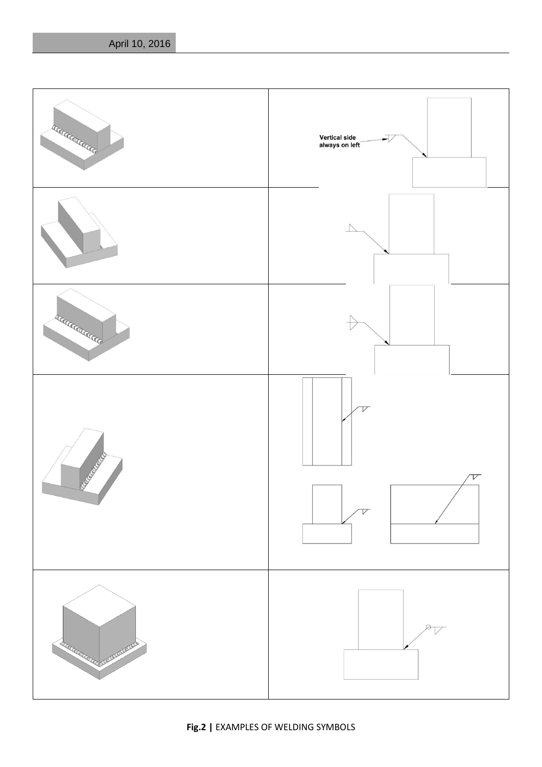Vertical side always on left

Fig.2 | EXAMPLES OF WELDING SYMBOLS